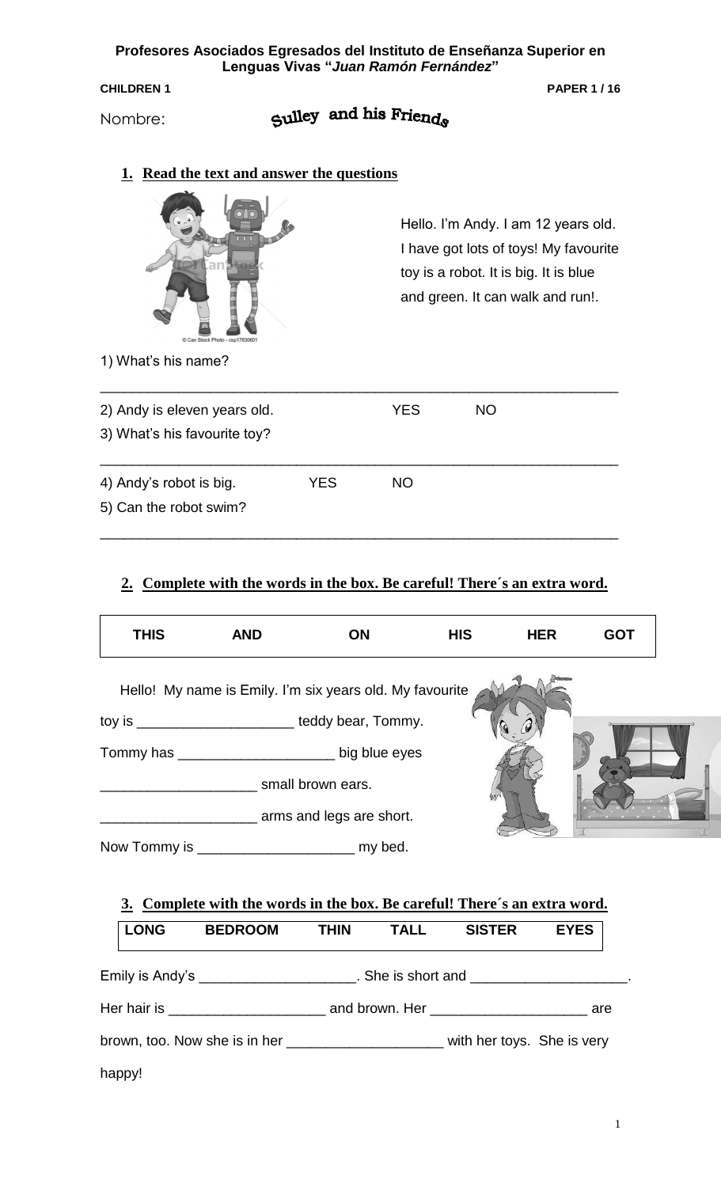**Profesores Asociados Egresados del Instituto de Enseñanza Superior en Lenguas Vivas "*Juan Ramón Fernández*"**

**CHILDREN 1** **PAPER 1 / 16**

Nombre: **Sulley and his Friends**

## 1. Read the text and answer the questions

Hello. I'm Andy. I am 12 years old. I have got lots of toys! My favourite toy is a robot. It is big. It is blue and green. It can walk and run!.

1) What's his name?

_______________________________________________________________

2) Andy is eleven years old. YES NO

3) What's his favourite toy?

_______________________________________________________________

4) Andy's robot is big. YES NO

5) Can the robot swim?

_______________________________________________________________

## 2. Complete with the words in the box. Be careful! There´s an extra word.

| THIS | AND | ON | HIS | HER | GOT |
|---|---|---|---|---|---|

Hello! My name is Emily. I'm six years old. My favourite toy is ____________________ teddy bear, Tommy.

Tommy has ____________________ big blue eyes

____________________ small brown ears.

____________________ arms and legs are short.

Now Tommy is ____________________ my bed.

## 3. Complete with the words in the box. Be careful! There´s an extra word.

| LONG | BEDROOM | THIN | TALL | SISTER | EYES |
|---|---|---|---|---|---|

Emily is Andy's ____________________. She is short and ____________________.

Her hair is ____________________ and brown. Her ____________________ are brown, too. Now she is in her ____________________ with her toys. She is very happy!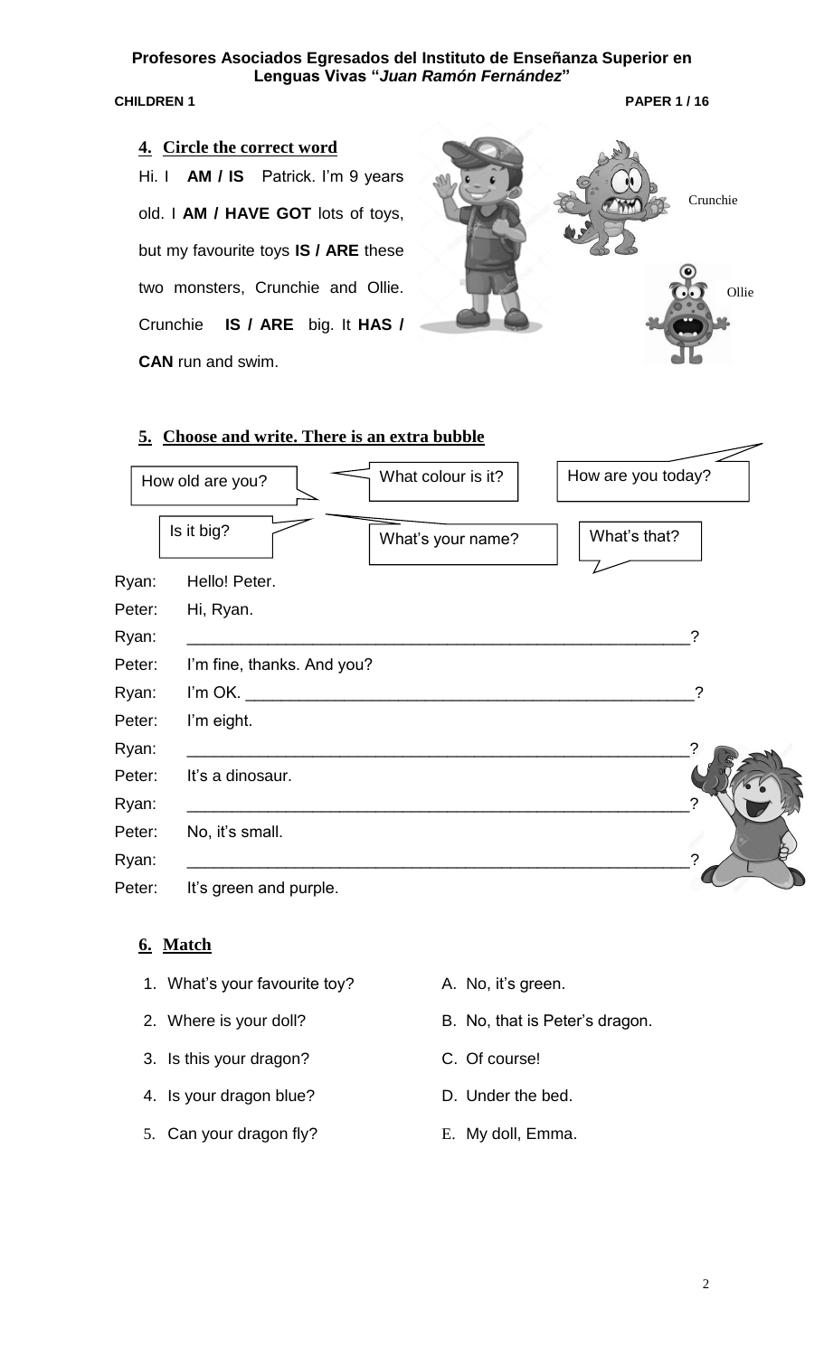**Profesores Asociados Egresados del Instituto de Enseñanza Superior en Lenguas Vivas "*Juan Ramón Fernández*"**

**CHILDREN 1** **PAPER 1 / 16**

## 4. Circle the correct word

Hi. I **AM / IS** Patrick. I'm 9 years old. I **AM / HAVE GOT** lots of toys, but my favourite toys **IS / ARE** these two monsters, Crunchie and Ollie. Crunchie **IS / ARE** big. It **HAS / CAN** run and swim.

Crunchie

Ollie

## 5. Choose and write. There is an extra bubble

How old are you? | What colour is it? | How are you today? | Is it big? | What's your name? | What's that?

Ryan: Hello! Peter.

Peter: Hi, Ryan.

Ryan: ________________________________________________?

Peter: I'm fine, thanks. And you?

Ryan: I'm OK. ______________________________________?

Peter: I'm eight.

Ryan: ________________________________________________?

Peter: It's a dinosaur.

Ryan: ________________________________________________?

Peter: No, it's small.

Ryan: ________________________________________________?

Peter: It's green and purple.

## 6. Match

1. What's your favourite toy?
2. Where is your doll?
3. Is this your dragon?
4. Is your dragon blue?
5. Can your dragon fly?

A. No, it's green.
B. No, that is Peter's dragon.
C. Of course!
D. Under the bed.
E. My doll, Emma.